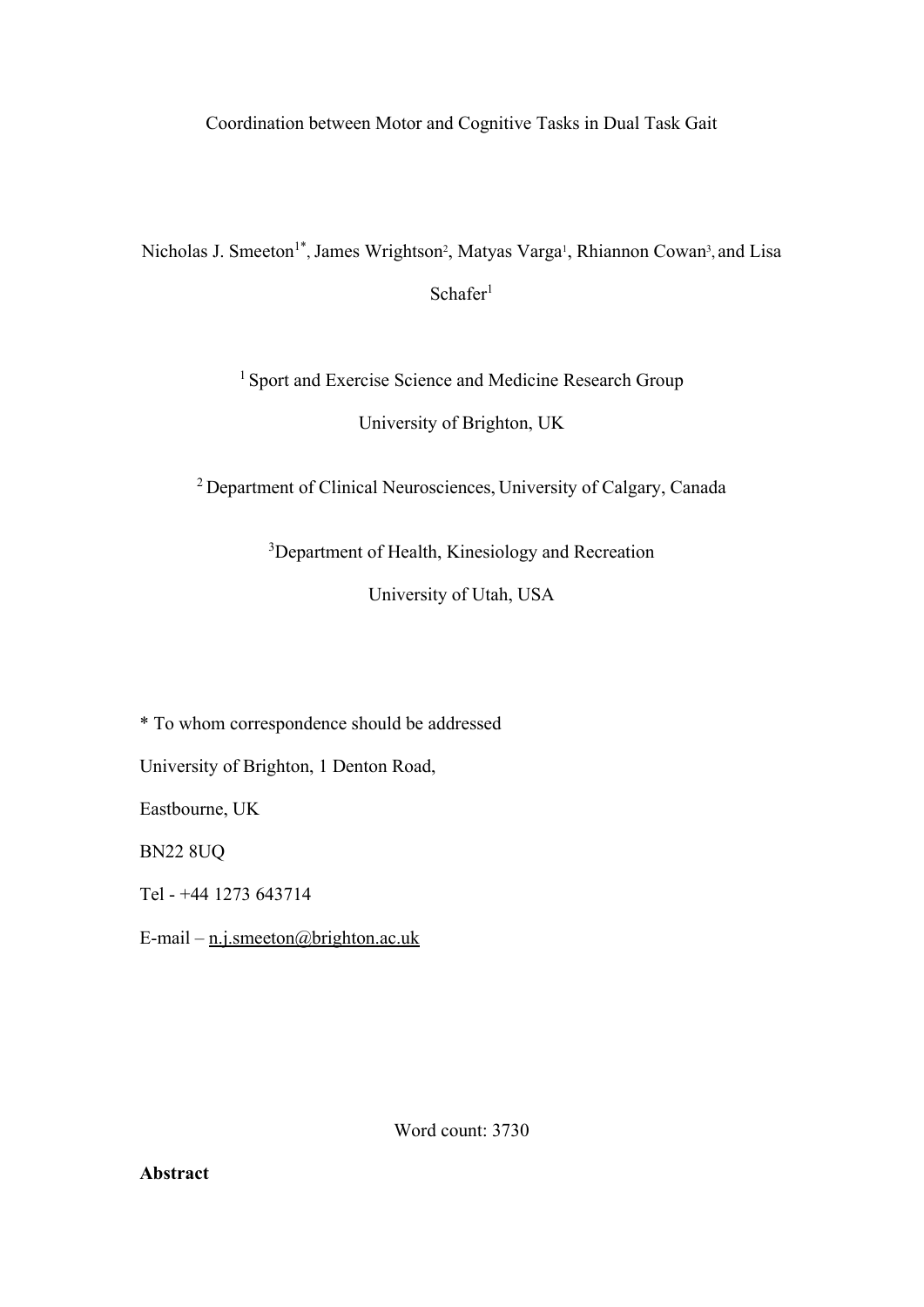# Coordination between Motor and Cognitive Tasks in Dual Task Gait

Nicholas J. Smeeton[1*], James Wrightson[2], Matyas Varga[1], Rhiannon Cowan[3], and Lisa Schafer[1]

[1] Sport and Exercise Science and Medicine Research Group

University of Brighton, UK

[2] Department of Clinical Neurosciences, University of Calgary, Canada

[3]Department of Health, Kinesiology and Recreation

University of Utah, USA

* To whom correspondence should be addressed

University of Brighton, 1 Denton Road,

Eastbourne, UK

BN22 8UQ

Tel - +44 1273 643714

E-mail – n.j.smeeton@brighton.ac.uk

Word count: 3730

**Abstract**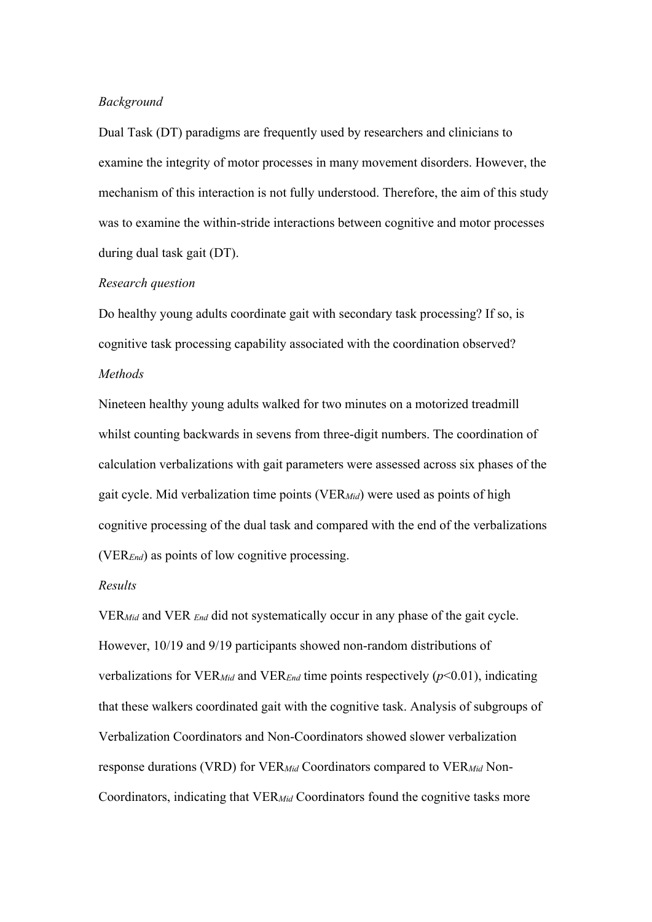*Background*

Dual Task (DT) paradigms are frequently used by researchers and clinicians to examine the integrity of motor processes in many movement disorders. However, the mechanism of this interaction is not fully understood. Therefore, the aim of this study was to examine the within-stride interactions between cognitive and motor processes during dual task gait (DT).

*Research question*

Do healthy young adults coordinate gait with secondary task processing? If so, is cognitive task processing capability associated with the coordination observed?

*Methods*

Nineteen healthy young adults walked for two minutes on a motorized treadmill whilst counting backwards in sevens from three-digit numbers. The coordination of calculation verbalizations with gait parameters were assessed across six phases of the gait cycle. Mid verbalization time points ($VER_{Mid}$) were used as points of high cognitive processing of the dual task and compared with the end of the verbalizations ($VER_{End}$) as points of low cognitive processing.

*Results*

$VER_{Mid}$ and $VER_{End}$ did not systematically occur in any phase of the gait cycle. However, 10/19 and 9/19 participants showed non-random distributions of verbalizations for $VER_{Mid}$ and $VER_{End}$ time points respectively ($p$<0.01), indicating that these walkers coordinated gait with the cognitive task. Analysis of subgroups of Verbalization Coordinators and Non-Coordinators showed slower verbalization response durations (VRD) for $VER_{Mid}$ Coordinators compared to $VER_{Mid}$ Non-Coordinators, indicating that $VER_{Mid}$ Coordinators found the cognitive tasks more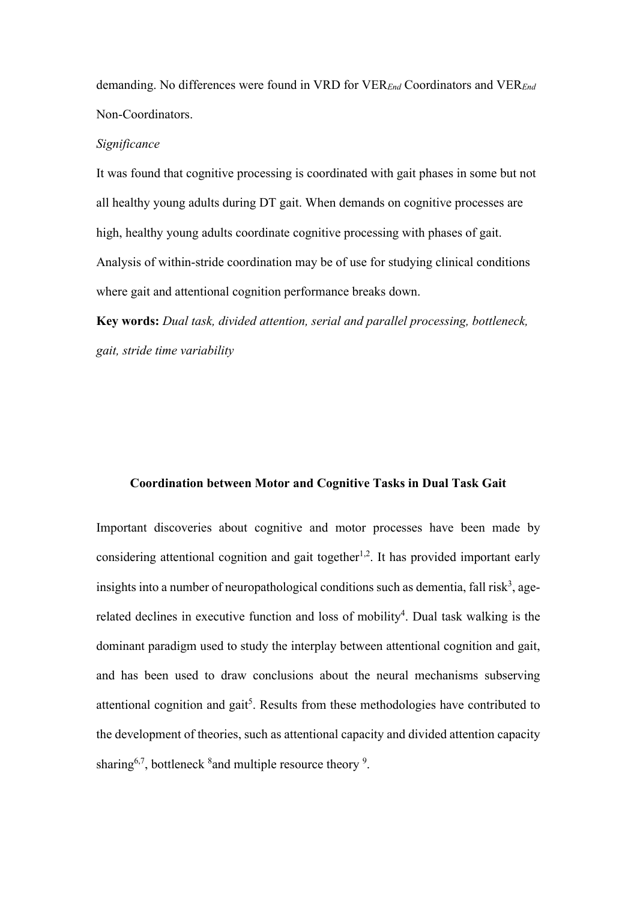demanding. No differences were found in VRD for $VER_{End}$ Coordinators and $VER_{End}$ Non-Coordinators.

*Significance*

It was found that cognitive processing is coordinated with gait phases in some but not all healthy young adults during DT gait. When demands on cognitive processes are high, healthy young adults coordinate cognitive processing with phases of gait. Analysis of within-stride coordination may be of use for studying clinical conditions where gait and attentional cognition performance breaks down.

**Key words:** *Dual task, divided attention, serial and parallel processing, bottleneck, gait, stride time variability*

## Coordination between Motor and Cognitive Tasks in Dual Task Gait

Important discoveries about cognitive and motor processes have been made by considering attentional cognition and gait together[1,2]. It has provided important early insights into a number of neuropathological conditions such as dementia, fall risk[3], age-related declines in executive function and loss of mobility[4]. Dual task walking is the dominant paradigm used to study the interplay between attentional cognition and gait, and has been used to draw conclusions about the neural mechanisms subserving attentional cognition and gait[5]. Results from these methodologies have contributed to the development of theories, such as attentional capacity and divided attention capacity sharing[6,7], bottleneck [8]and multiple resource theory [9].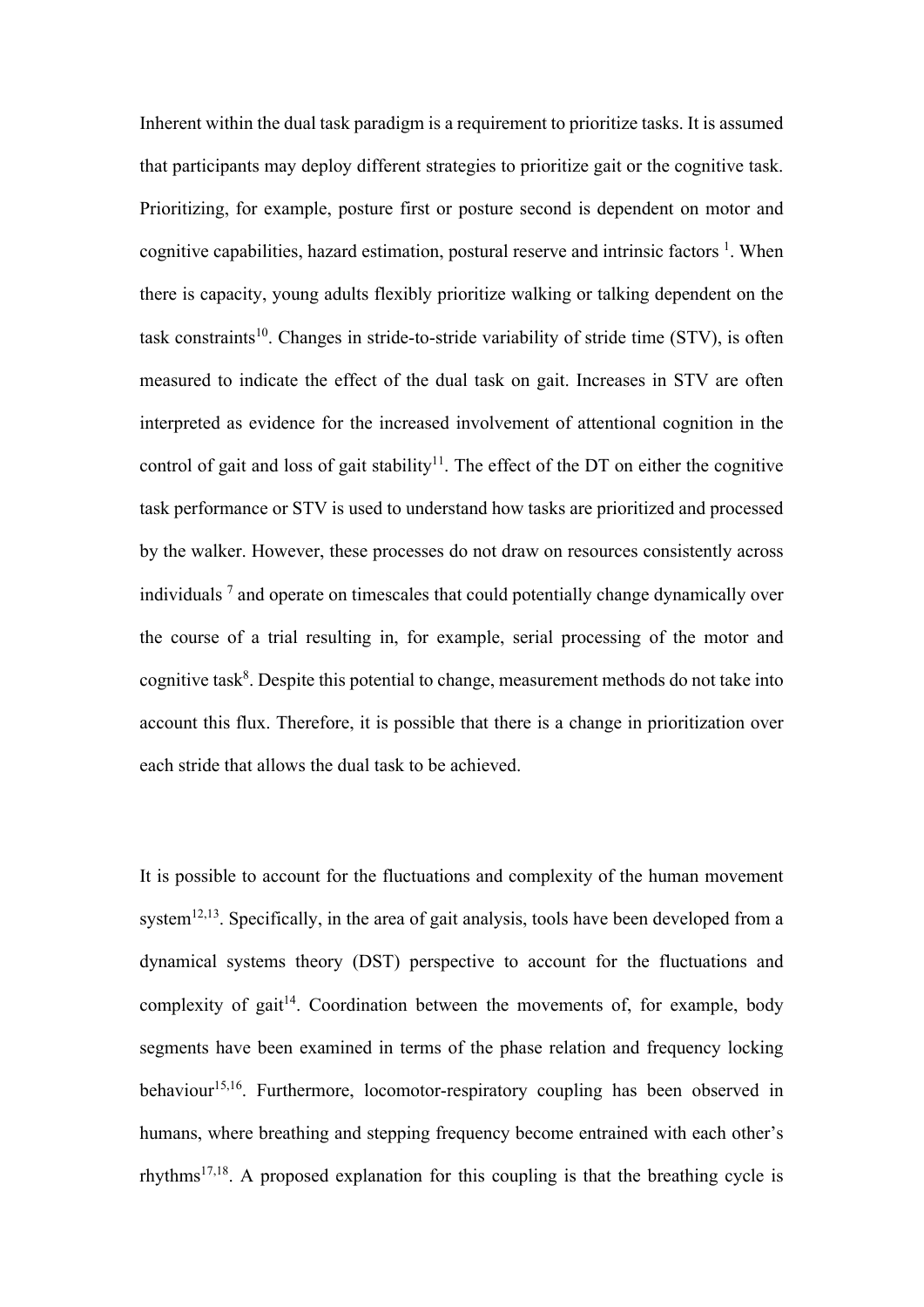Inherent within the dual task paradigm is a requirement to prioritize tasks. It is assumed that participants may deploy different strategies to prioritize gait or the cognitive task. Prioritizing, for example, posture first or posture second is dependent on motor and cognitive capabilities, hazard estimation, postural reserve and intrinsic factors [1]. When there is capacity, young adults flexibly prioritize walking or talking dependent on the task constraints[10]. Changes in stride-to-stride variability of stride time (STV), is often measured to indicate the effect of the dual task on gait. Increases in STV are often interpreted as evidence for the increased involvement of attentional cognition in the control of gait and loss of gait stability[11]. The effect of the DT on either the cognitive task performance or STV is used to understand how tasks are prioritized and processed by the walker. However, these processes do not draw on resources consistently across individuals [7] and operate on timescales that could potentially change dynamically over the course of a trial resulting in, for example, serial processing of the motor and cognitive task[8]. Despite this potential to change, measurement methods do not take into account this flux. Therefore, it is possible that there is a change in prioritization over each stride that allows the dual task to be achieved.

It is possible to account for the fluctuations and complexity of the human movement system[12,13]. Specifically, in the area of gait analysis, tools have been developed from a dynamical systems theory (DST) perspective to account for the fluctuations and complexity of gait[14]. Coordination between the movements of, for example, body segments have been examined in terms of the phase relation and frequency locking behaviour[15,16]. Furthermore, locomotor-respiratory coupling has been observed in humans, where breathing and stepping frequency become entrained with each other's rhythms[17,18]. A proposed explanation for this coupling is that the breathing cycle is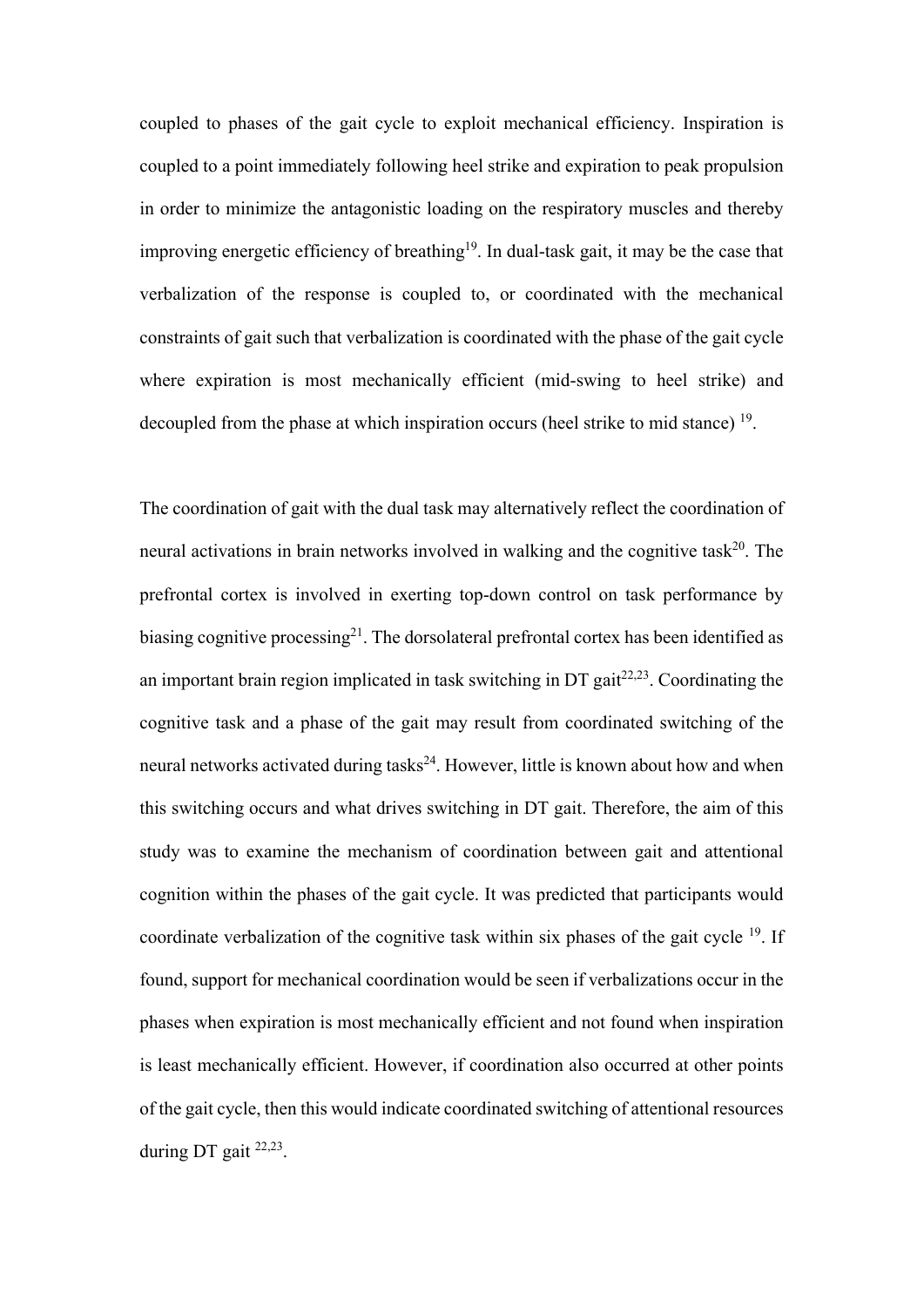coupled to phases of the gait cycle to exploit mechanical efficiency. Inspiration is coupled to a point immediately following heel strike and expiration to peak propulsion in order to minimize the antagonistic loading on the respiratory muscles and thereby improving energetic efficiency of breathing[19]. In dual-task gait, it may be the case that verbalization of the response is coupled to, or coordinated with the mechanical constraints of gait such that verbalization is coordinated with the phase of the gait cycle where expiration is most mechanically efficient (mid-swing to heel strike) and decoupled from the phase at which inspiration occurs (heel strike to mid stance) [19].

The coordination of gait with the dual task may alternatively reflect the coordination of neural activations in brain networks involved in walking and the cognitive task[20]. The prefrontal cortex is involved in exerting top-down control on task performance by biasing cognitive processing[21]. The dorsolateral prefrontal cortex has been identified as an important brain region implicated in task switching in DT gait[22,23]. Coordinating the cognitive task and a phase of the gait may result from coordinated switching of the neural networks activated during tasks[24]. However, little is known about how and when this switching occurs and what drives switching in DT gait. Therefore, the aim of this study was to examine the mechanism of coordination between gait and attentional cognition within the phases of the gait cycle. It was predicted that participants would coordinate verbalization of the cognitive task within six phases of the gait cycle [19]. If found, support for mechanical coordination would be seen if verbalizations occur in the phases when expiration is most mechanically efficient and not found when inspiration is least mechanically efficient. However, if coordination also occurred at other points of the gait cycle, then this would indicate coordinated switching of attentional resources during DT gait [22,23].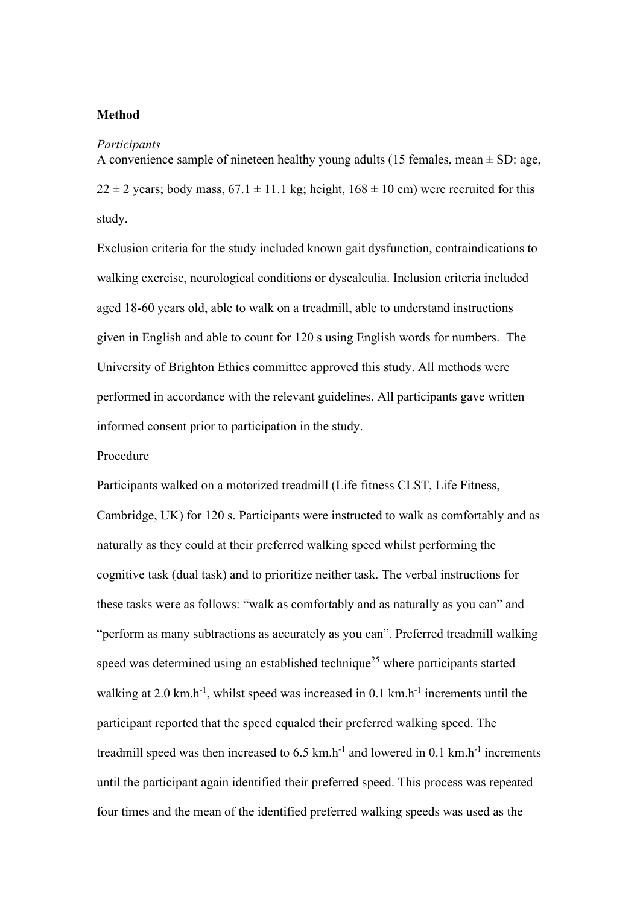**Method**

*Participants*

A convenience sample of nineteen healthy young adults (15 females, mean ± SD: age, 22 ± 2 years; body mass, 67.1 ± 11.1 kg; height, 168 ± 10 cm) were recruited for this study.

Exclusion criteria for the study included known gait dysfunction, contraindications to walking exercise, neurological conditions or dyscalculia. Inclusion criteria included aged 18-60 years old, able to walk on a treadmill, able to understand instructions given in English and able to count for 120 s using English words for numbers. The University of Brighton Ethics committee approved this study. All methods were performed in accordance with the relevant guidelines. All participants gave written informed consent prior to participation in the study.

Procedure

Participants walked on a motorized treadmill (Life fitness CLST, Life Fitness, Cambridge, UK) for 120 s. Participants were instructed to walk as comfortably and as naturally as they could at their preferred walking speed whilst performing the cognitive task (dual task) and to prioritize neither task. The verbal instructions for these tasks were as follows: "walk as comfortably and as naturally as you can" and "perform as many subtractions as accurately as you can". Preferred treadmill walking speed was determined using an established technique[25] where participants started walking at 2.0 km.h$^{-1}$, whilst speed was increased in 0.1 km.h$^{-1}$ increments until the participant reported that the speed equaled their preferred walking speed. The treadmill speed was then increased to 6.5 km.h$^{-1}$ and lowered in 0.1 km.h$^{-1}$ increments until the participant again identified their preferred speed. This process was repeated four times and the mean of the identified preferred walking speeds was used as the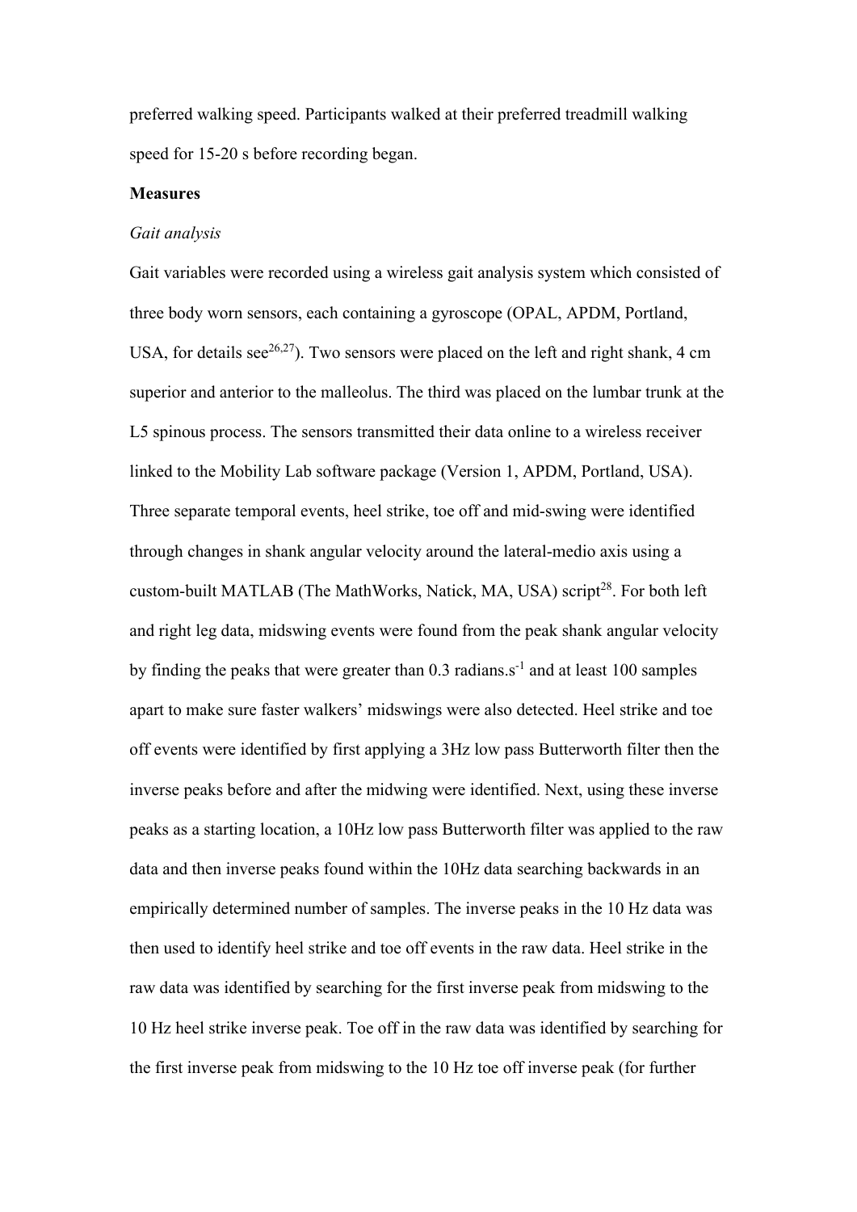preferred walking speed. Participants walked at their preferred treadmill walking speed for 15-20 s before recording began.

**Measures**

*Gait analysis*

Gait variables were recorded using a wireless gait analysis system which consisted of three body worn sensors, each containing a gyroscope (OPAL, APDM, Portland, USA, for details see[26,27]). Two sensors were placed on the left and right shank, 4 cm superior and anterior to the malleolus. The third was placed on the lumbar trunk at the L5 spinous process. The sensors transmitted their data online to a wireless receiver linked to the Mobility Lab software package (Version 1, APDM, Portland, USA). Three separate temporal events, heel strike, toe off and mid-swing were identified through changes in shank angular velocity around the lateral-medio axis using a custom-built MATLAB (The MathWorks, Natick, MA, USA) script[28]. For both left and right leg data, midswing events were found from the peak shank angular velocity by finding the peaks that were greater than 0.3 radians.$s^{-1}$ and at least 100 samples apart to make sure faster walkers' midswings were also detected. Heel strike and toe off events were identified by first applying a 3Hz low pass Butterworth filter then the inverse peaks before and after the midwing were identified. Next, using these inverse peaks as a starting location, a 10Hz low pass Butterworth filter was applied to the raw data and then inverse peaks found within the 10Hz data searching backwards in an empirically determined number of samples. The inverse peaks in the 10 Hz data was then used to identify heel strike and toe off events in the raw data. Heel strike in the raw data was identified by searching for the first inverse peak from midswing to the 10 Hz heel strike inverse peak. Toe off in the raw data was identified by searching for the first inverse peak from midswing to the 10 Hz toe off inverse peak (for further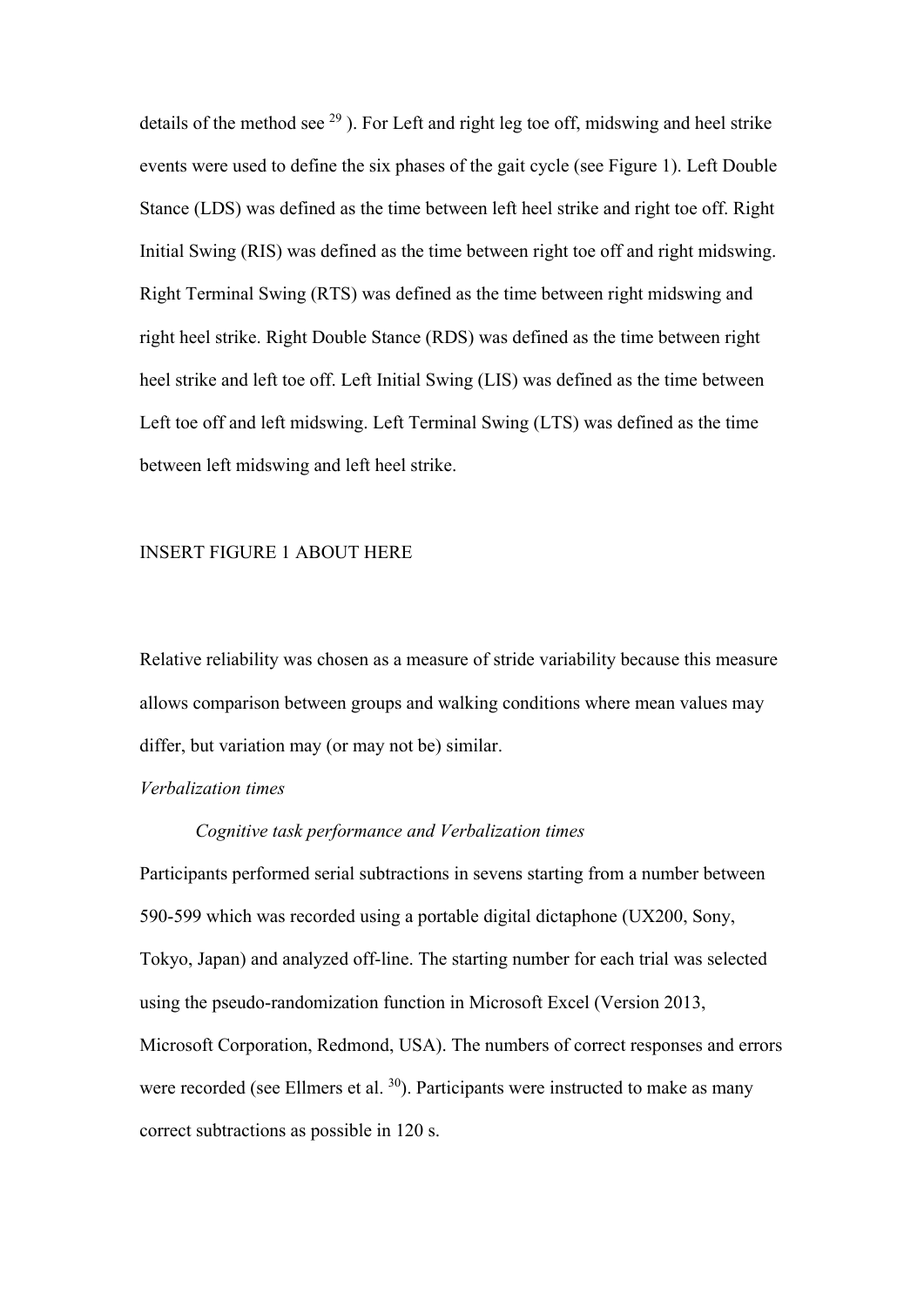details of the method see [29] ). For Left and right leg toe off, midswing and heel strike events were used to define the six phases of the gait cycle (see Figure 1). Left Double Stance (LDS) was defined as the time between left heel strike and right toe off. Right Initial Swing (RIS) was defined as the time between right toe off and right midswing. Right Terminal Swing (RTS) was defined as the time between right midswing and right heel strike. Right Double Stance (RDS) was defined as the time between right heel strike and left toe off. Left Initial Swing (LIS) was defined as the time between Left toe off and left midswing. Left Terminal Swing (LTS) was defined as the time between left midswing and left heel strike.

INSERT FIGURE 1 ABOUT HERE

Relative reliability was chosen as a measure of stride variability because this measure allows comparison between groups and walking conditions where mean values may differ, but variation may (or may not be) similar.

*Verbalization times*

*Cognitive task performance and Verbalization times*

Participants performed serial subtractions in sevens starting from a number between 590-599 which was recorded using a portable digital dictaphone (UX200, Sony, Tokyo, Japan) and analyzed off-line. The starting number for each trial was selected using the pseudo-randomization function in Microsoft Excel (Version 2013, Microsoft Corporation, Redmond, USA). The numbers of correct responses and errors were recorded (see Ellmers et al. [30]). Participants were instructed to make as many correct subtractions as possible in 120 s.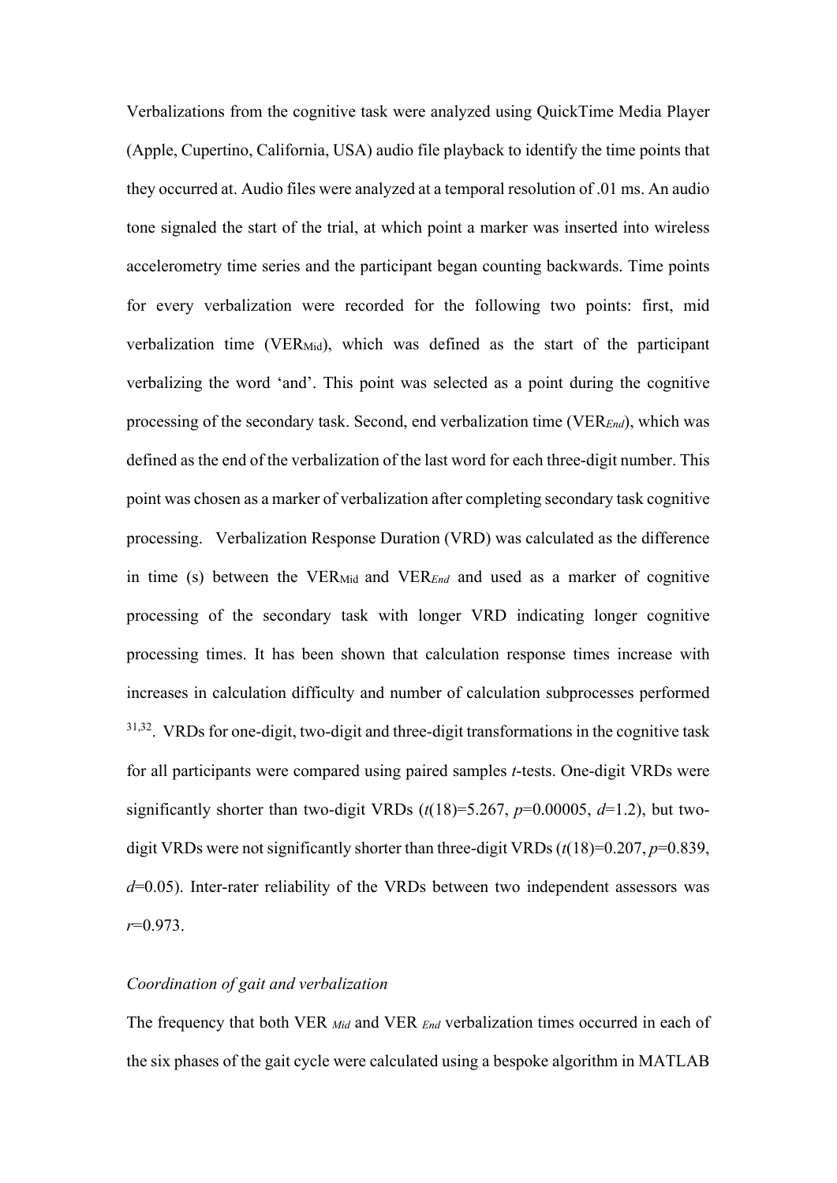Verbalizations from the cognitive task were analyzed using QuickTime Media Player (Apple, Cupertino, California, USA) audio file playback to identify the time points that they occurred at. Audio files were analyzed at a temporal resolution of .01 ms. An audio tone signaled the start of the trial, at which point a marker was inserted into wireless accelerometry time series and the participant began counting backwards. Time points for every verbalization were recorded for the following two points: first, mid verbalization time ($VER_{Mid}$), which was defined as the start of the participant verbalizing the word 'and'. This point was selected as a point during the cognitive processing of the secondary task. Second, end verbalization time ($VER_{End}$), which was defined as the end of the verbalization of the last word for each three-digit number. This point was chosen as a marker of verbalization after completing secondary task cognitive processing. Verbalization Response Duration (VRD) was calculated as the difference in time (s) between the $VER_{Mid}$ and $VER_{End}$ and used as a marker of cognitive processing of the secondary task with longer VRD indicating longer cognitive processing times. It has been shown that calculation response times increase with increases in calculation difficulty and number of calculation subprocesses performed [31,32]. VRDs for one-digit, two-digit and three-digit transformations in the cognitive task for all participants were compared using paired samples *t*-tests. One-digit VRDs were significantly shorter than two-digit VRDs ($t(18)=5.267$, $p=0.00005$, $d=1.2$), but two-digit VRDs were not significantly shorter than three-digit VRDs ($t(18)=0.207$, $p=0.839$, $d=0.05$). Inter-rater reliability of the VRDs between two independent assessors was $r=0.973$.

*Coordination of gait and verbalization*

The frequency that both $VER_{Mid}$ and $VER_{End}$ verbalization times occurred in each of the six phases of the gait cycle were calculated using a bespoke algorithm in MATLAB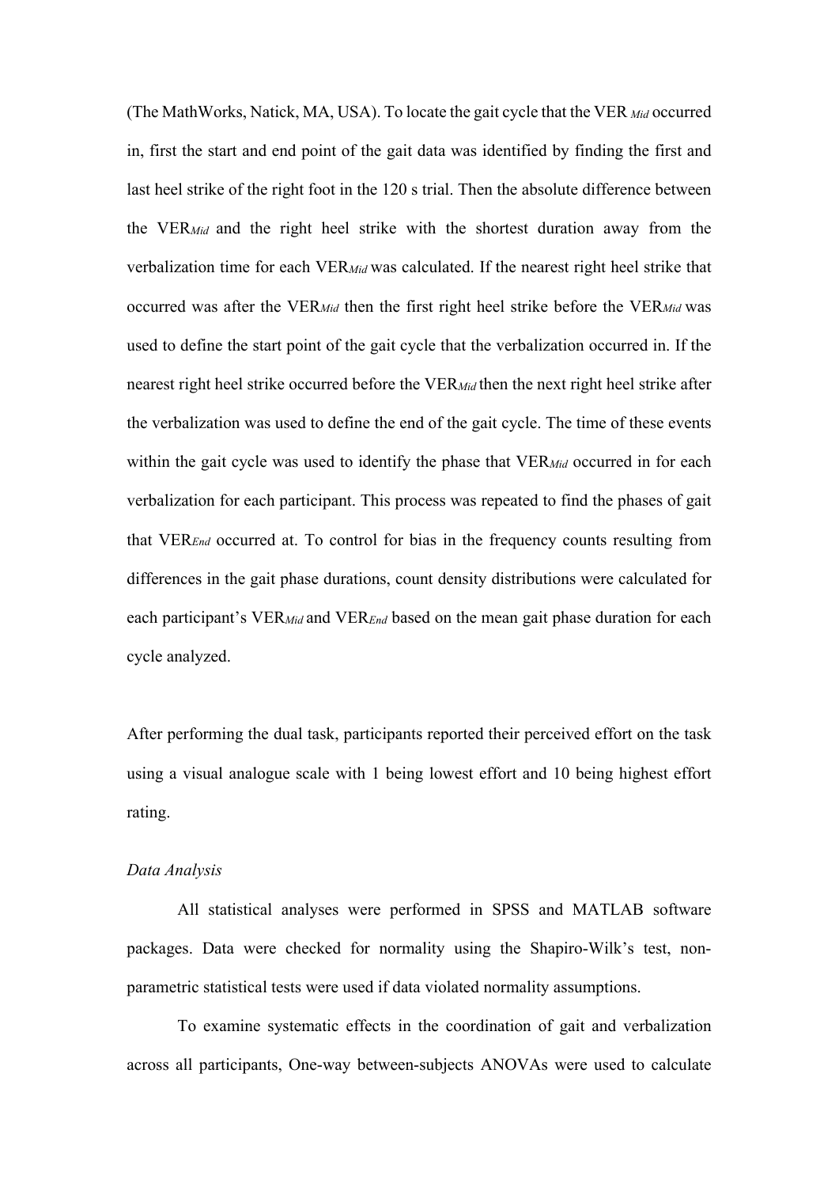(The MathWorks, Natick, MA, USA). To locate the gait cycle that the $\text{VER}_{Mid}$ occurred in, first the start and end point of the gait data was identified by finding the first and last heel strike of the right foot in the 120 s trial. Then the absolute difference between the $\text{VER}_{Mid}$ and the right heel strike with the shortest duration away from the verbalization time for each $\text{VER}_{Mid}$ was calculated. If the nearest right heel strike that occurred was after the $\text{VER}_{Mid}$ then the first right heel strike before the $\text{VER}_{Mid}$ was used to define the start point of the gait cycle that the verbalization occurred in. If the nearest right heel strike occurred before the $\text{VER}_{Mid}$ then the next right heel strike after the verbalization was used to define the end of the gait cycle. The time of these events within the gait cycle was used to identify the phase that $\text{VER}_{Mid}$ occurred in for each verbalization for each participant. This process was repeated to find the phases of gait that $\text{VER}_{End}$ occurred at. To control for bias in the frequency counts resulting from differences in the gait phase durations, count density distributions were calculated for each participant's $\text{VER}_{Mid}$ and $\text{VER}_{End}$ based on the mean gait phase duration for each cycle analyzed.

After performing the dual task, participants reported their perceived effort on the task using a visual analogue scale with 1 being lowest effort and 10 being highest effort rating.

*Data Analysis*

All statistical analyses were performed in SPSS and MATLAB software packages. Data were checked for normality using the Shapiro-Wilk's test, non-parametric statistical tests were used if data violated normality assumptions.

To examine systematic effects in the coordination of gait and verbalization across all participants, One-way between-subjects ANOVAs were used to calculate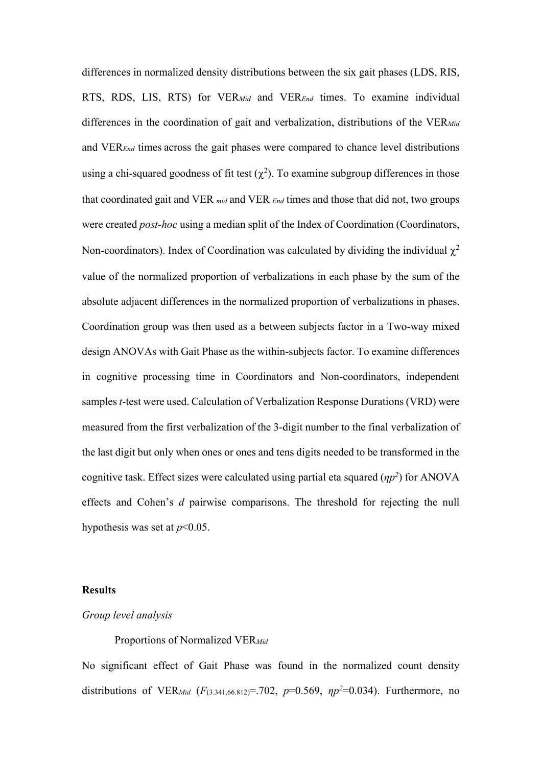differences in normalized density distributions between the six gait phases (LDS, RIS, RTS, RDS, LIS, RTS) for $VER_{Mid}$ and $VER_{End}$ times. To examine individual differences in the coordination of gait and verbalization, distributions of the $VER_{Mid}$ and $VER_{End}$ times across the gait phases were compared to chance level distributions using a chi-squared goodness of fit test ($\chi^2$). To examine subgroup differences in those that coordinated gait and $VER_{mid}$ and $VER_{End}$ times and those that did not, two groups were created *post-hoc* using a median split of the Index of Coordination (Coordinators, Non-coordinators). Index of Coordination was calculated by dividing the individual $\chi^2$ value of the normalized proportion of verbalizations in each phase by the sum of the absolute adjacent differences in the normalized proportion of verbalizations in phases. Coordination group was then used as a between subjects factor in a Two-way mixed design ANOVAs with Gait Phase as the within-subjects factor. To examine differences in cognitive processing time in Coordinators and Non-coordinators, independent samples *t*-test were used. Calculation of Verbalization Response Durations (VRD) were measured from the first verbalization of the 3-digit number to the final verbalization of the last digit but only when ones or ones and tens digits needed to be transformed in the cognitive task. Effect sizes were calculated using partial eta squared ($\eta p^2$) for ANOVA effects and Cohen's *d* pairwise comparisons. The threshold for rejecting the null hypothesis was set at $p<0.05$.

## Results

### *Group level analysis*

Proportions of Normalized $VER_{Mid}$

No significant effect of Gait Phase was found in the normalized count density distributions of $VER_{Mid}$ ($F_{(3.341,66.812)}=.702$, $p=0.569$, $\eta p^2=0.034$). Furthermore, no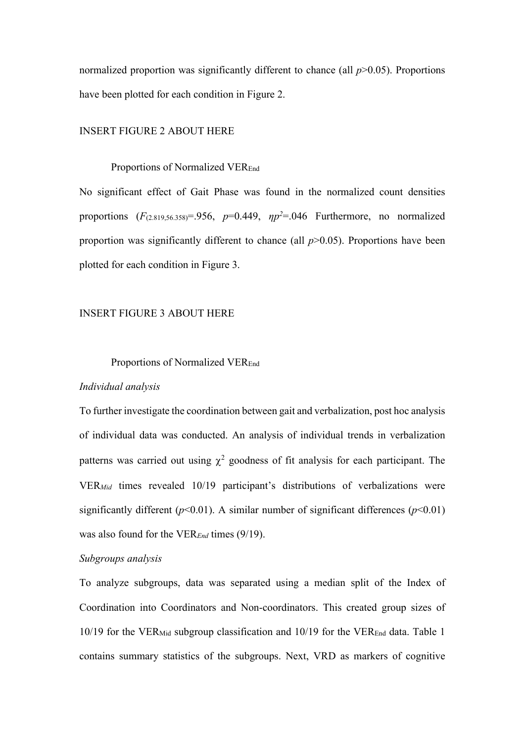normalized proportion was significantly different to chance (all $p>0.05$). Proportions have been plotted for each condition in Figure 2.

INSERT FIGURE 2 ABOUT HERE

Proportions of Normalized $VER_{End}$

No significant effect of Gait Phase was found in the normalized count densities proportions ($F_{(2.819,56.358)}=.956$, $p=0.449$, $\eta p^2=.046$ Furthermore, no normalized proportion was significantly different to chance (all $p>0.05$). Proportions have been plotted for each condition in Figure 3.

INSERT FIGURE 3 ABOUT HERE

Proportions of Normalized $VER_{End}$

*Individual analysis*

To further investigate the coordination between gait and verbalization, post hoc analysis of individual data was conducted. An analysis of individual trends in verbalization patterns was carried out using $\chi^2$ goodness of fit analysis for each participant. The $VER_{Mid}$ times revealed 10/19 participant's distributions of verbalizations were significantly different ($p<0.01$). A similar number of significant differences ($p<0.01$) was also found for the $VER_{End}$ times (9/19).

*Subgroups analysis*

To analyze subgroups, data was separated using a median split of the Index of Coordination into Coordinators and Non-coordinators. This created group sizes of 10/19 for the $VER_{Mid}$ subgroup classification and 10/19 for the $VER_{End}$ data. Table 1 contains summary statistics of the subgroups. Next, VRD as markers of cognitive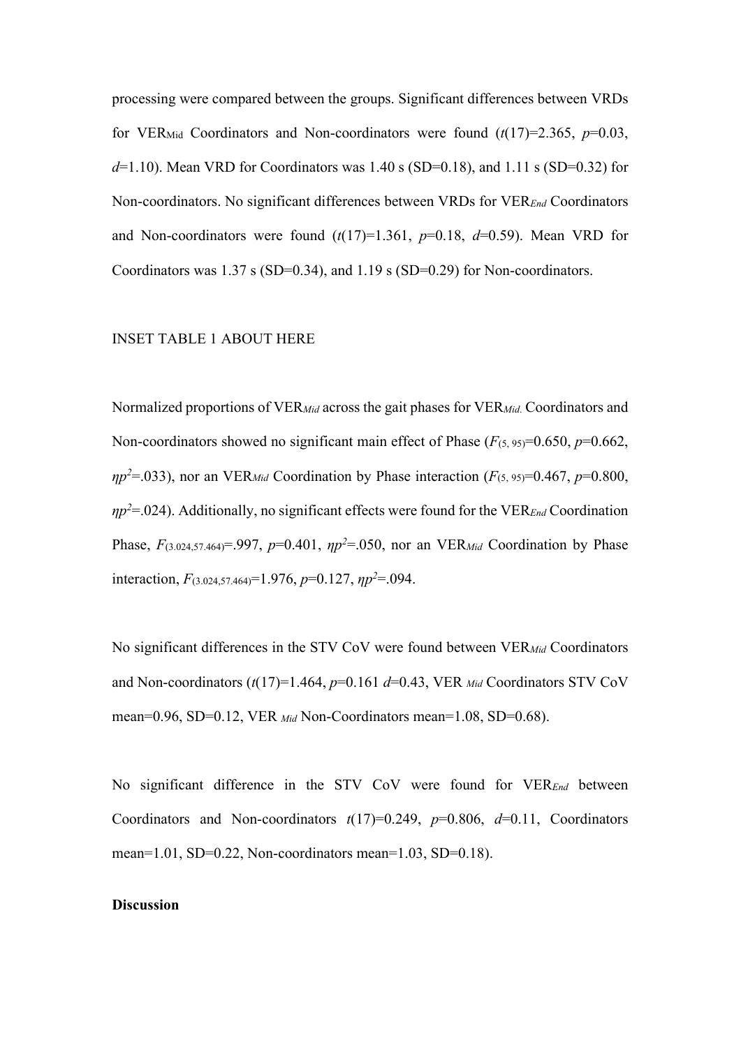processing were compared between the groups. Significant differences between VRDs for $VER_{Mid}$ Coordinators and Non-coordinators were found (*t*(17)=2.365, *p*=0.03, *d*=1.10). Mean VRD for Coordinators was 1.40 s (SD=0.18), and 1.11 s (SD=0.32) for Non-coordinators. No significant differences between VRDs for $VER_{End}$ Coordinators and Non-coordinators were found (*t*(17)=1.361, *p*=0.18, *d*=0.59). Mean VRD for Coordinators was 1.37 s (SD=0.34), and 1.19 s (SD=0.29) for Non-coordinators.

INSET TABLE 1 ABOUT HERE

Normalized proportions of $VER_{Mid}$ across the gait phases for $VER_{Mid.}$ Coordinators and Non-coordinators showed no significant main effect of Phase ($F_{(5,\ 95)}$=0.650, *p*=0.662, $\eta p^2$=.033), nor an $VER_{Mid}$ Coordination by Phase interaction ($F_{(5,\ 95)}$=0.467, *p*=0.800, $\eta p^2$=.024). Additionally, no significant effects were found for the $VER_{End}$ Coordination Phase, $F_{(3.024,57.464)}$=.997, *p*=0.401, $\eta p^2$=.050, nor an $VER_{Mid}$ Coordination by Phase interaction, $F_{(3.024,57.464)}$=1.976, *p*=0.127, $\eta p^2$=.094.

No significant differences in the STV CoV were found between $VER_{Mid}$ Coordinators and Non-coordinators (*t*(17)=1.464, *p*=0.161 *d*=0.43, $VER_{Mid}$ Coordinators STV CoV mean=0.96, SD=0.12, $VER_{Mid}$ Non-Coordinators mean=1.08, SD=0.68).

No significant difference in the STV CoV were found for $VER_{End}$ between Coordinators and Non-coordinators *t*(17)=0.249, *p*=0.806, *d*=0.11, Coordinators mean=1.01, SD=0.22, Non-coordinators mean=1.03, SD=0.18).

**Discussion**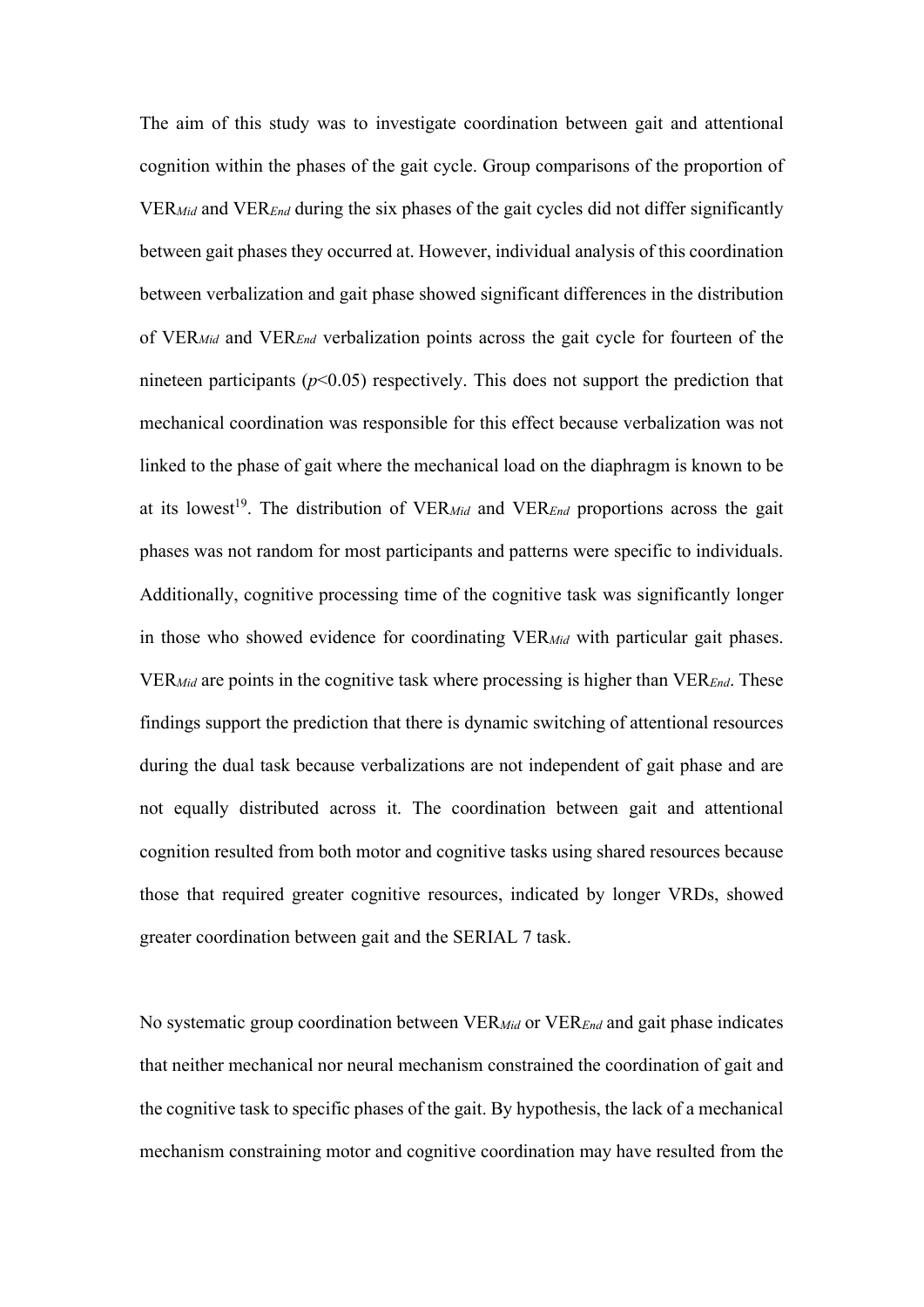The aim of this study was to investigate coordination between gait and attentional cognition within the phases of the gait cycle. Group comparisons of the proportion of $VER_{Mid}$ and $VER_{End}$ during the six phases of the gait cycles did not differ significantly between gait phases they occurred at. However, individual analysis of this coordination between verbalization and gait phase showed significant differences in the distribution of $VER_{Mid}$ and $VER_{End}$ verbalization points across the gait cycle for fourteen of the nineteen participants ($p<0.05$) respectively. This does not support the prediction that mechanical coordination was responsible for this effect because verbalization was not linked to the phase of gait where the mechanical load on the diaphragm is known to be at its lowest[19]. The distribution of $VER_{Mid}$ and $VER_{End}$ proportions across the gait phases was not random for most participants and patterns were specific to individuals. Additionally, cognitive processing time of the cognitive task was significantly longer in those who showed evidence for coordinating $VER_{Mid}$ with particular gait phases. $VER_{Mid}$ are points in the cognitive task where processing is higher than $VER_{End}$. These findings support the prediction that there is dynamic switching of attentional resources during the dual task because verbalizations are not independent of gait phase and are not equally distributed across it. The coordination between gait and attentional cognition resulted from both motor and cognitive tasks using shared resources because those that required greater cognitive resources, indicated by longer VRDs, showed greater coordination between gait and the SERIAL 7 task.

No systematic group coordination between $VER_{Mid}$ or $VER_{End}$ and gait phase indicates that neither mechanical nor neural mechanism constrained the coordination of gait and the cognitive task to specific phases of the gait. By hypothesis, the lack of a mechanical mechanism constraining motor and cognitive coordination may have resulted from the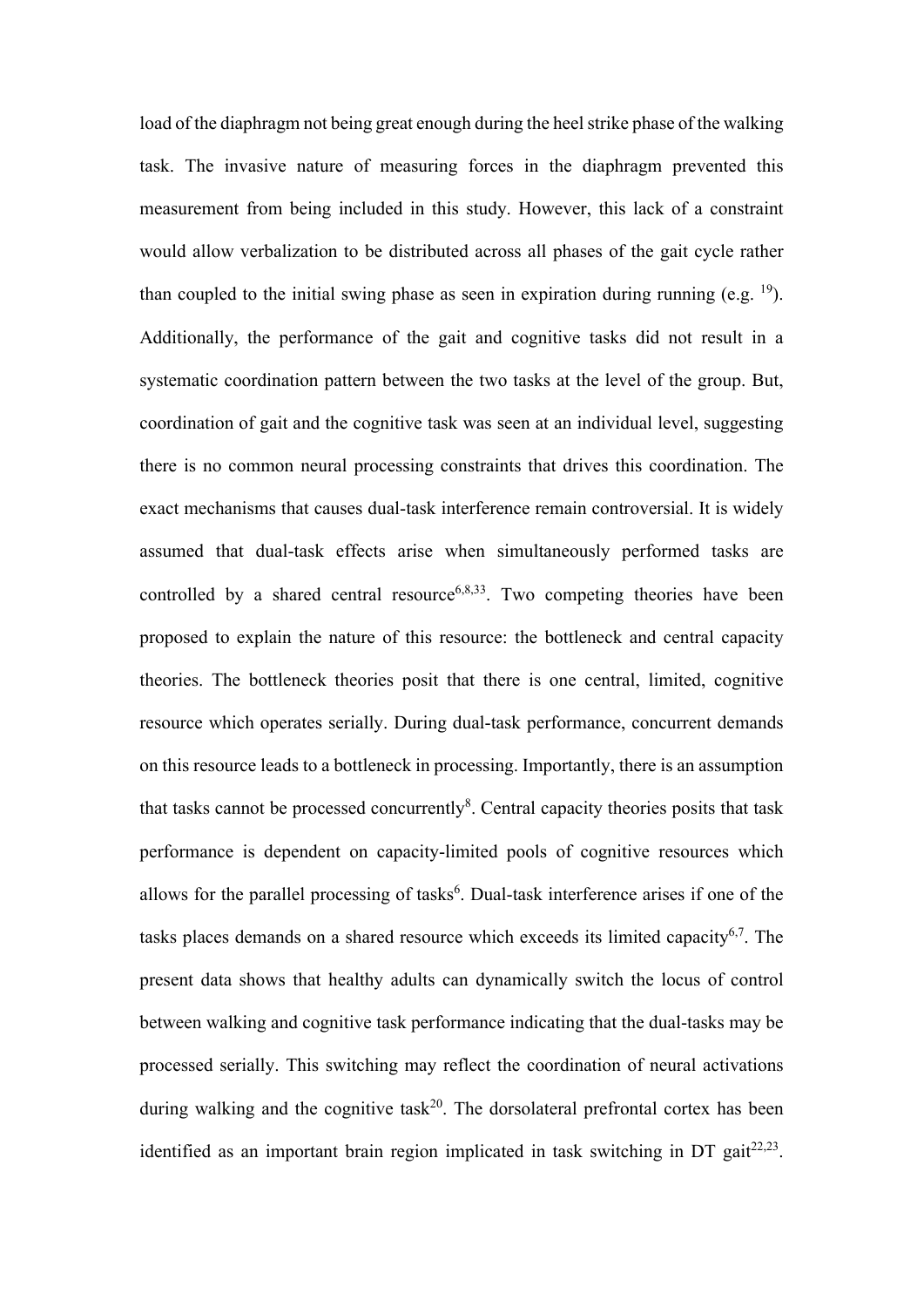load of the diaphragm not being great enough during the heel strike phase of the walking task. The invasive nature of measuring forces in the diaphragm prevented this measurement from being included in this study. However, this lack of a constraint would allow verbalization to be distributed across all phases of the gait cycle rather than coupled to the initial swing phase as seen in expiration during running (e.g. [19]). Additionally, the performance of the gait and cognitive tasks did not result in a systematic coordination pattern between the two tasks at the level of the group. But, coordination of gait and the cognitive task was seen at an individual level, suggesting there is no common neural processing constraints that drives this coordination. The exact mechanisms that causes dual-task interference remain controversial. It is widely assumed that dual-task effects arise when simultaneously performed tasks are controlled by a shared central resource[6,8,33]. Two competing theories have been proposed to explain the nature of this resource: the bottleneck and central capacity theories. The bottleneck theories posit that there is one central, limited, cognitive resource which operates serially. During dual-task performance, concurrent demands on this resource leads to a bottleneck in processing. Importantly, there is an assumption that tasks cannot be processed concurrently[8]. Central capacity theories posits that task performance is dependent on capacity-limited pools of cognitive resources which allows for the parallel processing of tasks[6]. Dual-task interference arises if one of the tasks places demands on a shared resource which exceeds its limited capacity[6,7]. The present data shows that healthy adults can dynamically switch the locus of control between walking and cognitive task performance indicating that the dual-tasks may be processed serially. This switching may reflect the coordination of neural activations during walking and the cognitive task[20]. The dorsolateral prefrontal cortex has been identified as an important brain region implicated in task switching in DT gait[22,23].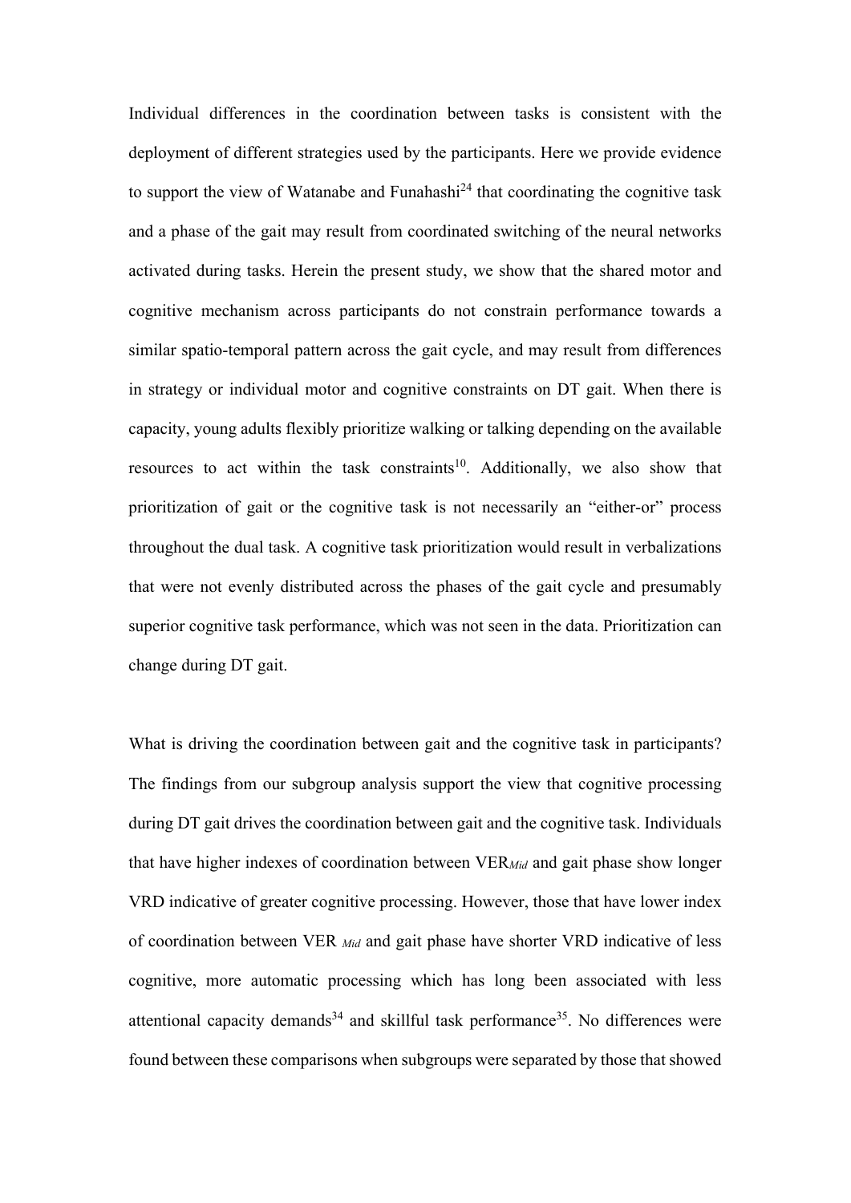Individual differences in the coordination between tasks is consistent with the deployment of different strategies used by the participants. Here we provide evidence to support the view of Watanabe and Funahashi[24] that coordinating the cognitive task and a phase of the gait may result from coordinated switching of the neural networks activated during tasks. Herein the present study, we show that the shared motor and cognitive mechanism across participants do not constrain performance towards a similar spatio-temporal pattern across the gait cycle, and may result from differences in strategy or individual motor and cognitive constraints on DT gait. When there is capacity, young adults flexibly prioritize walking or talking depending on the available resources to act within the task constraints[10]. Additionally, we also show that prioritization of gait or the cognitive task is not necessarily an "either-or" process throughout the dual task. A cognitive task prioritization would result in verbalizations that were not evenly distributed across the phases of the gait cycle and presumably superior cognitive task performance, which was not seen in the data. Prioritization can change during DT gait.

What is driving the coordination between gait and the cognitive task in participants? The findings from our subgroup analysis support the view that cognitive processing during DT gait drives the coordination between gait and the cognitive task. Individuals that have higher indexes of coordination between $VER_{Mid}$ and gait phase show longer VRD indicative of greater cognitive processing. However, those that have lower index of coordination between $VER_{Mid}$ and gait phase have shorter VRD indicative of less cognitive, more automatic processing which has long been associated with less attentional capacity demands[34] and skillful task performance[35]. No differences were found between these comparisons when subgroups were separated by those that showed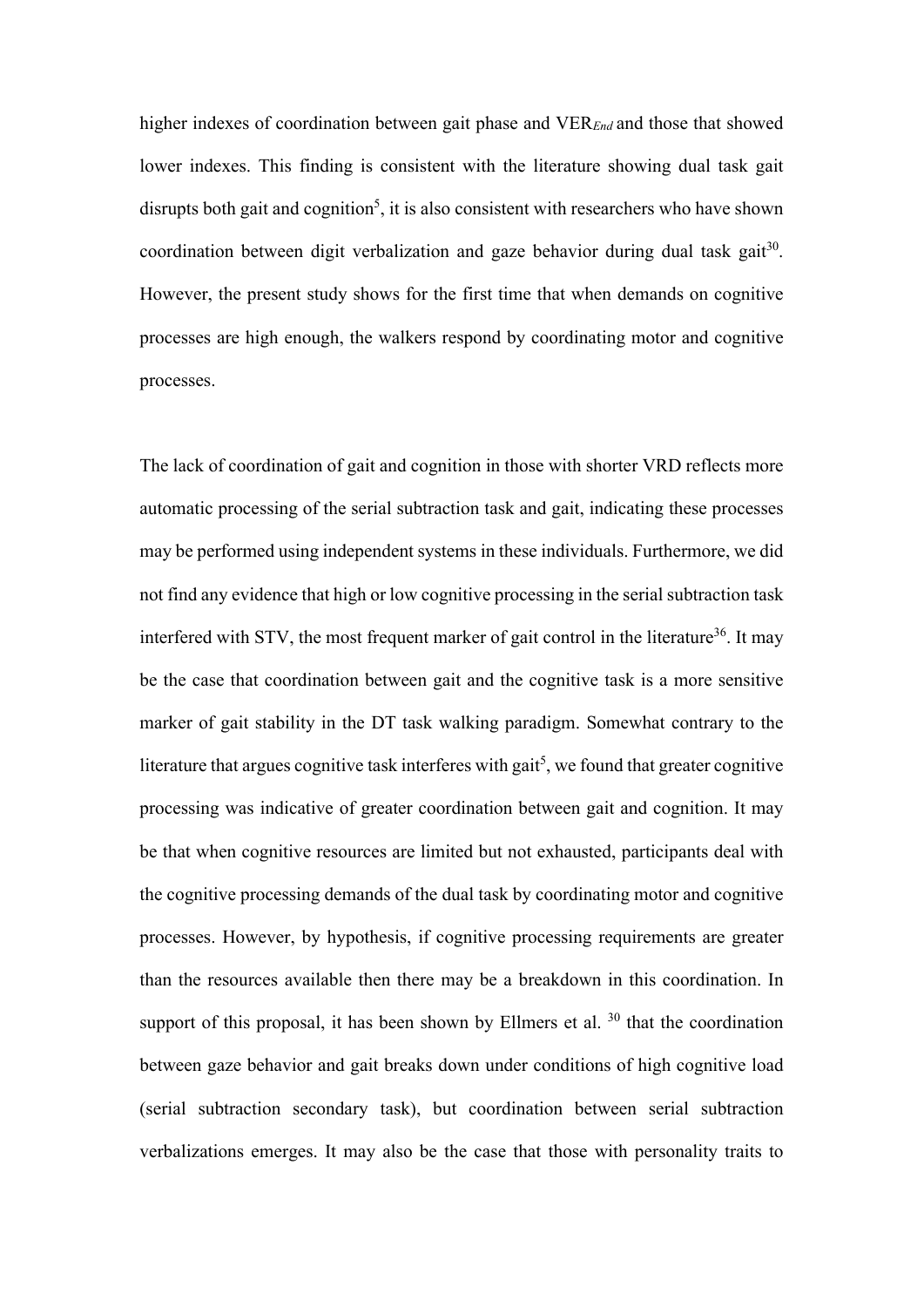higher indexes of coordination between gait phase and $VER_{End}$ and those that showed lower indexes. This finding is consistent with the literature showing dual task gait disrupts both gait and cognition[5], it is also consistent with researchers who have shown coordination between digit verbalization and gaze behavior during dual task gait[30]. However, the present study shows for the first time that when demands on cognitive processes are high enough, the walkers respond by coordinating motor and cognitive processes.

The lack of coordination of gait and cognition in those with shorter VRD reflects more automatic processing of the serial subtraction task and gait, indicating these processes may be performed using independent systems in these individuals. Furthermore, we did not find any evidence that high or low cognitive processing in the serial subtraction task interfered with STV, the most frequent marker of gait control in the literature[36]. It may be the case that coordination between gait and the cognitive task is a more sensitive marker of gait stability in the DT task walking paradigm. Somewhat contrary to the literature that argues cognitive task interferes with gait[5], we found that greater cognitive processing was indicative of greater coordination between gait and cognition. It may be that when cognitive resources are limited but not exhausted, participants deal with the cognitive processing demands of the dual task by coordinating motor and cognitive processes. However, by hypothesis, if cognitive processing requirements are greater than the resources available then there may be a breakdown in this coordination. In support of this proposal, it has been shown by Ellmers et al. [30] that the coordination between gaze behavior and gait breaks down under conditions of high cognitive load (serial subtraction secondary task), but coordination between serial subtraction verbalizations emerges. It may also be the case that those with personality traits to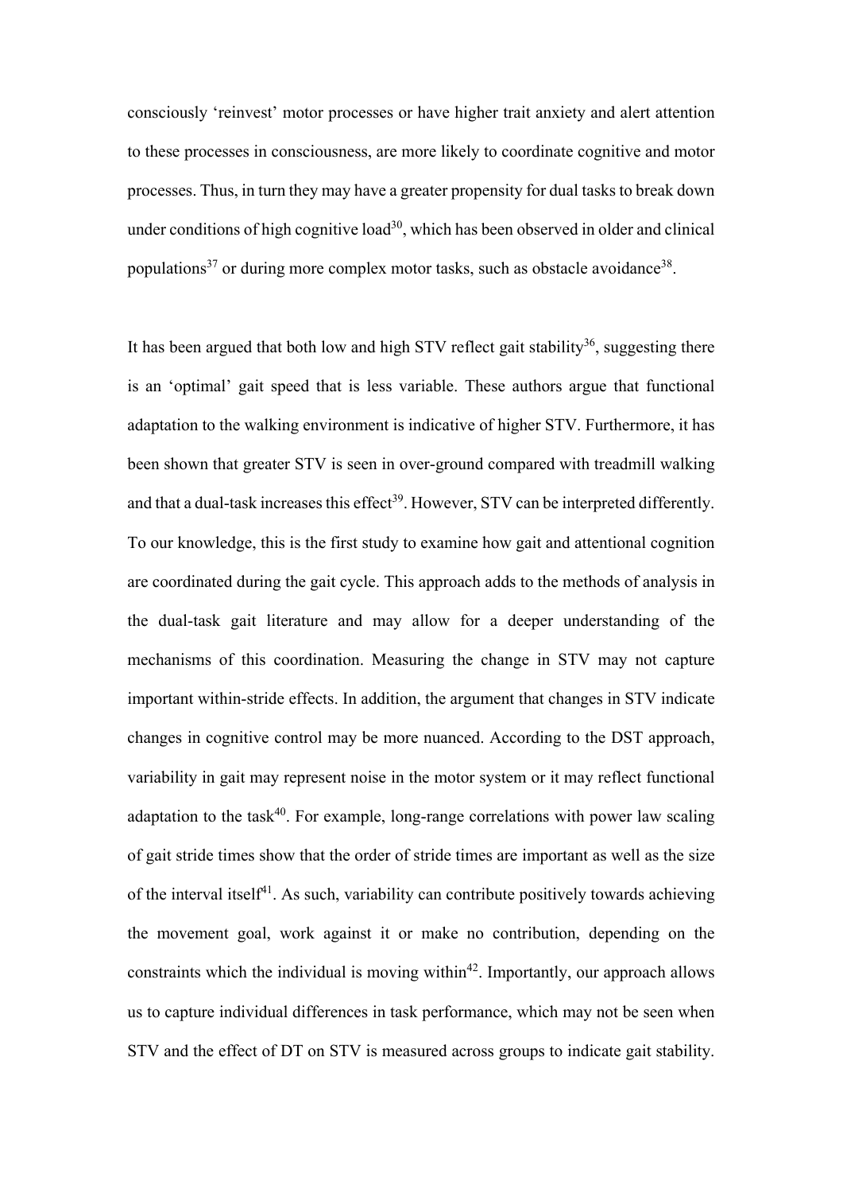consciously 'reinvest' motor processes or have higher trait anxiety and alert attention to these processes in consciousness, are more likely to coordinate cognitive and motor processes. Thus, in turn they may have a greater propensity for dual tasks to break down under conditions of high cognitive load[30], which has been observed in older and clinical populations[37] or during more complex motor tasks, such as obstacle avoidance[38].

It has been argued that both low and high STV reflect gait stability[36], suggesting there is an 'optimal' gait speed that is less variable. These authors argue that functional adaptation to the walking environment is indicative of higher STV. Furthermore, it has been shown that greater STV is seen in over-ground compared with treadmill walking and that a dual-task increases this effect[39]. However, STV can be interpreted differently. To our knowledge, this is the first study to examine how gait and attentional cognition are coordinated during the gait cycle. This approach adds to the methods of analysis in the dual-task gait literature and may allow for a deeper understanding of the mechanisms of this coordination. Measuring the change in STV may not capture important within-stride effects. In addition, the argument that changes in STV indicate changes in cognitive control may be more nuanced. According to the DST approach, variability in gait may represent noise in the motor system or it may reflect functional adaptation to the task[40]. For example, long-range correlations with power law scaling of gait stride times show that the order of stride times are important as well as the size of the interval itself[41]. As such, variability can contribute positively towards achieving the movement goal, work against it or make no contribution, depending on the constraints which the individual is moving within[42]. Importantly, our approach allows us to capture individual differences in task performance, which may not be seen when STV and the effect of DT on STV is measured across groups to indicate gait stability.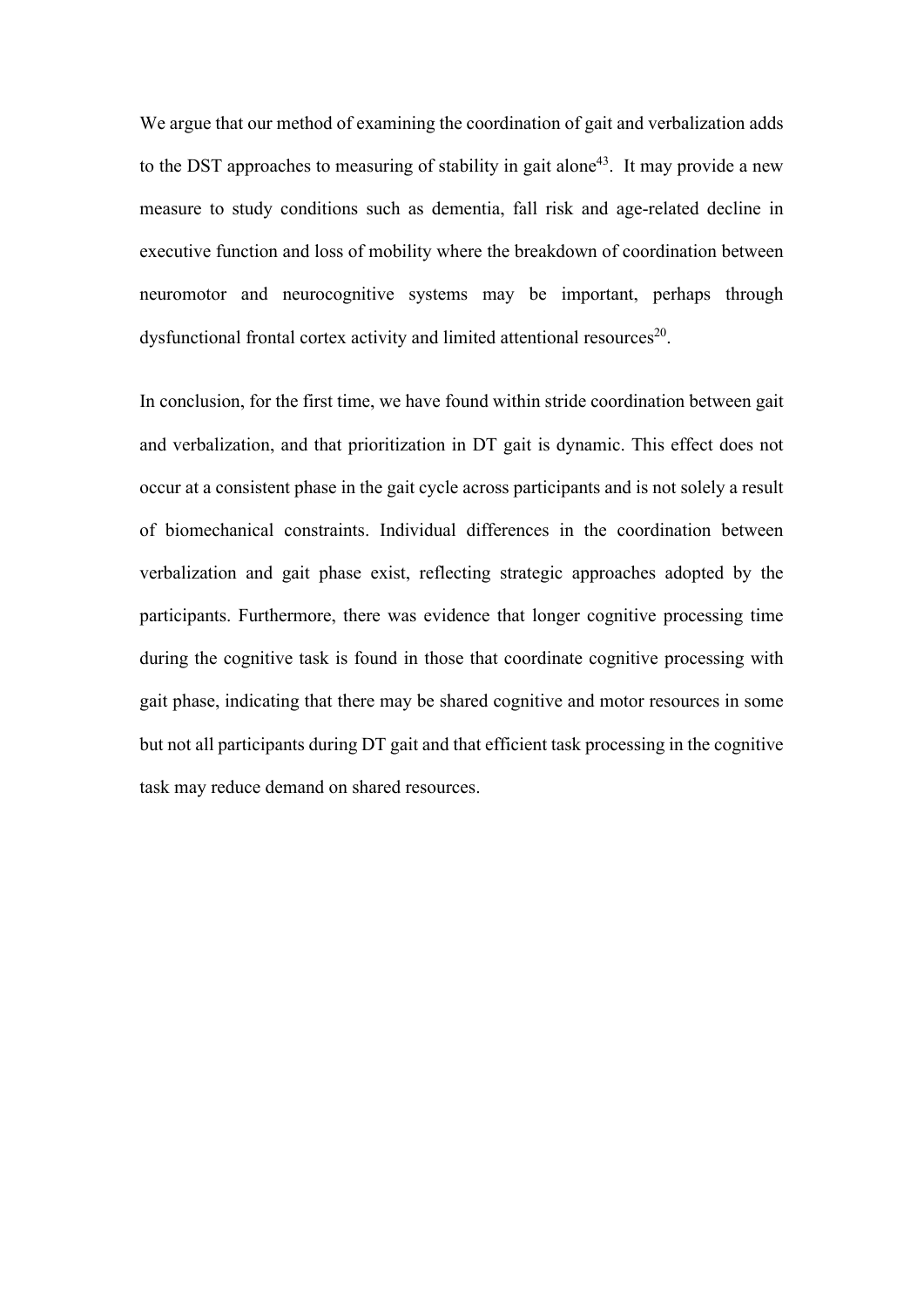We argue that our method of examining the coordination of gait and verbalization adds to the DST approaches to measuring of stability in gait alone[43]. It may provide a new measure to study conditions such as dementia, fall risk and age-related decline in executive function and loss of mobility where the breakdown of coordination between neuromotor and neurocognitive systems may be important, perhaps through dysfunctional frontal cortex activity and limited attentional resources[20].

In conclusion, for the first time, we have found within stride coordination between gait and verbalization, and that prioritization in DT gait is dynamic. This effect does not occur at a consistent phase in the gait cycle across participants and is not solely a result of biomechanical constraints. Individual differences in the coordination between verbalization and gait phase exist, reflecting strategic approaches adopted by the participants. Furthermore, there was evidence that longer cognitive processing time during the cognitive task is found in those that coordinate cognitive processing with gait phase, indicating that there may be shared cognitive and motor resources in some but not all participants during DT gait and that efficient task processing in the cognitive task may reduce demand on shared resources.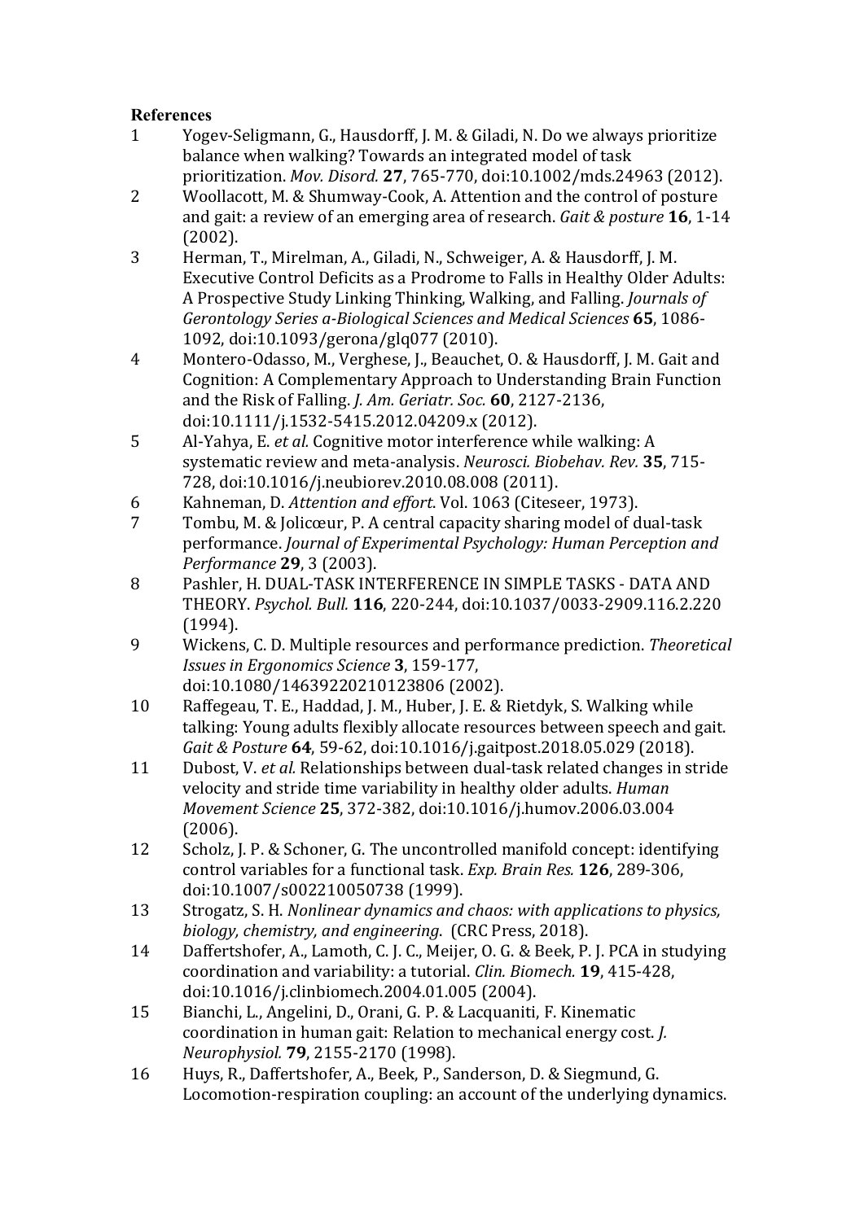**References**

1. Yogev-Seligmann, G., Hausdorff, J. M. & Giladi, N. Do we always prioritize balance when walking? Towards an integrated model of task prioritization. *Mov. Disord.* **27**, 765-770, doi:10.1002/mds.24963 (2012).
2. Woollacott, M. & Shumway-Cook, A. Attention and the control of posture and gait: a review of an emerging area of research. *Gait & posture* **16**, 1-14 (2002).
3. Herman, T., Mirelman, A., Giladi, N., Schweiger, A. & Hausdorff, J. M. Executive Control Deficits as a Prodrome to Falls in Healthy Older Adults: A Prospective Study Linking Thinking, Walking, and Falling. *Journals of Gerontology Series a-Biological Sciences and Medical Sciences* **65**, 1086-1092, doi:10.1093/gerona/glq077 (2010).
4. Montero-Odasso, M., Verghese, J., Beauchet, O. & Hausdorff, J. M. Gait and Cognition: A Complementary Approach to Understanding Brain Function and the Risk of Falling. *J. Am. Geriatr. Soc.* **60**, 2127-2136, doi:10.1111/j.1532-5415.2012.04209.x (2012).
5. Al-Yahya, E. *et al.* Cognitive motor interference while walking: A systematic review and meta-analysis. *Neurosci. Biobehav. Rev.* **35**, 715-728, doi:10.1016/j.neubiorev.2010.08.008 (2011).
6. Kahneman, D. *Attention and effort*. Vol. 1063 (Citeseer, 1973).
7. Tombu, M. & Jolicœur, P. A central capacity sharing model of dual-task performance. *Journal of Experimental Psychology: Human Perception and Performance* **29**, 3 (2003).
8. Pashler, H. DUAL-TASK INTERFERENCE IN SIMPLE TASKS - DATA AND THEORY. *Psychol. Bull.* **116**, 220-244, doi:10.1037/0033-2909.116.2.220 (1994).
9. Wickens, C. D. Multiple resources and performance prediction. *Theoretical Issues in Ergonomics Science* **3**, 159-177, doi:10.1080/14639220210123806 (2002).
10. Raffegeau, T. E., Haddad, J. M., Huber, J. E. & Rietdyk, S. Walking while talking: Young adults flexibly allocate resources between speech and gait. *Gait & Posture* **64**, 59-62, doi:10.1016/j.gaitpost.2018.05.029 (2018).
11. Dubost, V. *et al.* Relationships between dual-task related changes in stride velocity and stride time variability in healthy older adults. *Human Movement Science* **25**, 372-382, doi:10.1016/j.humov.2006.03.004 (2006).
12. Scholz, J. P. & Schoner, G. The uncontrolled manifold concept: identifying control variables for a functional task. *Exp. Brain Res.* **126**, 289-306, doi:10.1007/s002210050738 (1999).
13. Strogatz, S. H. *Nonlinear dynamics and chaos: with applications to physics, biology, chemistry, and engineering*. (CRC Press, 2018).
14. Daffertshofer, A., Lamoth, C. J. C., Meijer, O. G. & Beek, P. J. PCA in studying coordination and variability: a tutorial. *Clin. Biomech.* **19**, 415-428, doi:10.1016/j.clinbiomech.2004.01.005 (2004).
15. Bianchi, L., Angelini, D., Orani, G. P. & Lacquaniti, F. Kinematic coordination in human gait: Relation to mechanical energy cost. *J. Neurophysiol.* **79**, 2155-2170 (1998).
16. Huys, R., Daffertshofer, A., Beek, P., Sanderson, D. & Siegmund, G. Locomotion-respiration coupling: an account of the underlying dynamics.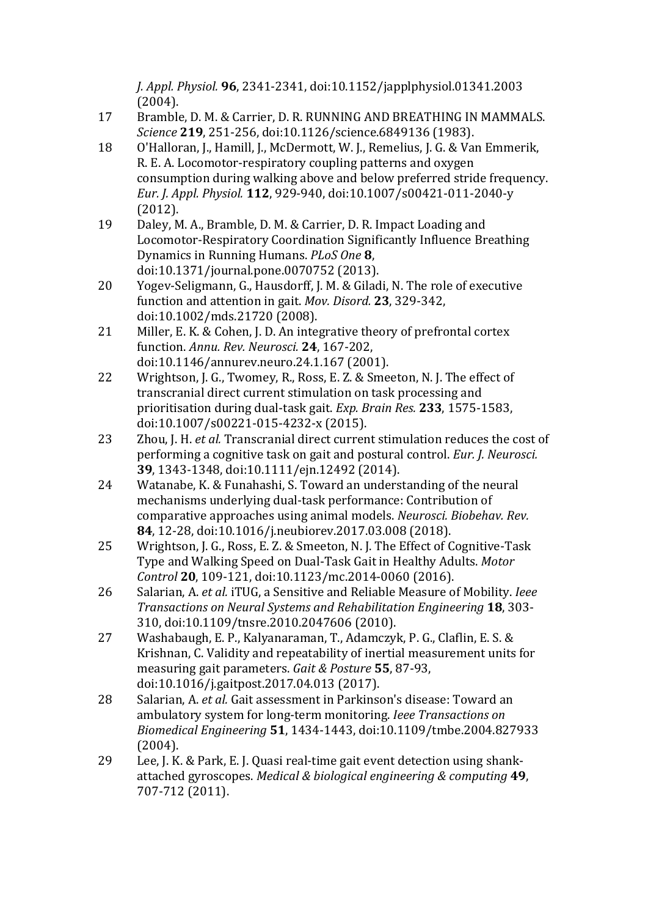*J. Appl. Physiol.* **96**, 2341-2341, doi:10.1152/japplphysiol.01341.2003 (2004).

17 Bramble, D. M. & Carrier, D. R. RUNNING AND BREATHING IN MAMMALS. *Science* **219**, 251-256, doi:10.1126/science.6849136 (1983).

18 O'Halloran, J., Hamill, J., McDermott, W. J., Remelius, J. G. & Van Emmerik, R. E. A. Locomotor-respiratory coupling patterns and oxygen consumption during walking above and below preferred stride frequency. *Eur. J. Appl. Physiol.* **112**, 929-940, doi:10.1007/s00421-011-2040-y (2012).

19 Daley, M. A., Bramble, D. M. & Carrier, D. R. Impact Loading and Locomotor-Respiratory Coordination Significantly Influence Breathing Dynamics in Running Humans. *PLoS One* **8**, doi:10.1371/journal.pone.0070752 (2013).

20 Yogev-Seligmann, G., Hausdorff, J. M. & Giladi, N. The role of executive function and attention in gait. *Mov. Disord.* **23**, 329-342, doi:10.1002/mds.21720 (2008).

21 Miller, E. K. & Cohen, J. D. An integrative theory of prefrontal cortex function. *Annu. Rev. Neurosci.* **24**, 167-202, doi:10.1146/annurev.neuro.24.1.167 (2001).

22 Wrightson, J. G., Twomey, R., Ross, E. Z. & Smeeton, N. J. The effect of transcranial direct current stimulation on task processing and prioritisation during dual-task gait. *Exp. Brain Res.* **233**, 1575-1583, doi:10.1007/s00221-015-4232-x (2015).

23 Zhou, J. H. *et al.* Transcranial direct current stimulation reduces the cost of performing a cognitive task on gait and postural control. *Eur. J. Neurosci.* **39**, 1343-1348, doi:10.1111/ejn.12492 (2014).

24 Watanabe, K. & Funahashi, S. Toward an understanding of the neural mechanisms underlying dual-task performance: Contribution of comparative approaches using animal models. *Neurosci. Biobehav. Rev.* **84**, 12-28, doi:10.1016/j.neubiorev.2017.03.008 (2018).

25 Wrightson, J. G., Ross, E. Z. & Smeeton, N. J. The Effect of Cognitive-Task Type and Walking Speed on Dual-Task Gait in Healthy Adults. *Motor Control* **20**, 109-121, doi:10.1123/mc.2014-0060 (2016).

26 Salarian, A. *et al.* iTUG, a Sensitive and Reliable Measure of Mobility. *Ieee Transactions on Neural Systems and Rehabilitation Engineering* **18**, 303-310, doi:10.1109/tnsre.2010.2047606 (2010).

27 Washabaugh, E. P., Kalyanaraman, T., Adamczyk, P. G., Claflin, E. S. & Krishnan, C. Validity and repeatability of inertial measurement units for measuring gait parameters. *Gait & Posture* **55**, 87-93, doi:10.1016/j.gaitpost.2017.04.013 (2017).

28 Salarian, A. *et al.* Gait assessment in Parkinson's disease: Toward an ambulatory system for long-term monitoring. *Ieee Transactions on Biomedical Engineering* **51**, 1434-1443, doi:10.1109/tmbe.2004.827933 (2004).

29 Lee, J. K. & Park, E. J. Quasi real-time gait event detection using shank-attached gyroscopes. *Medical & biological engineering & computing* **49**, 707-712 (2011).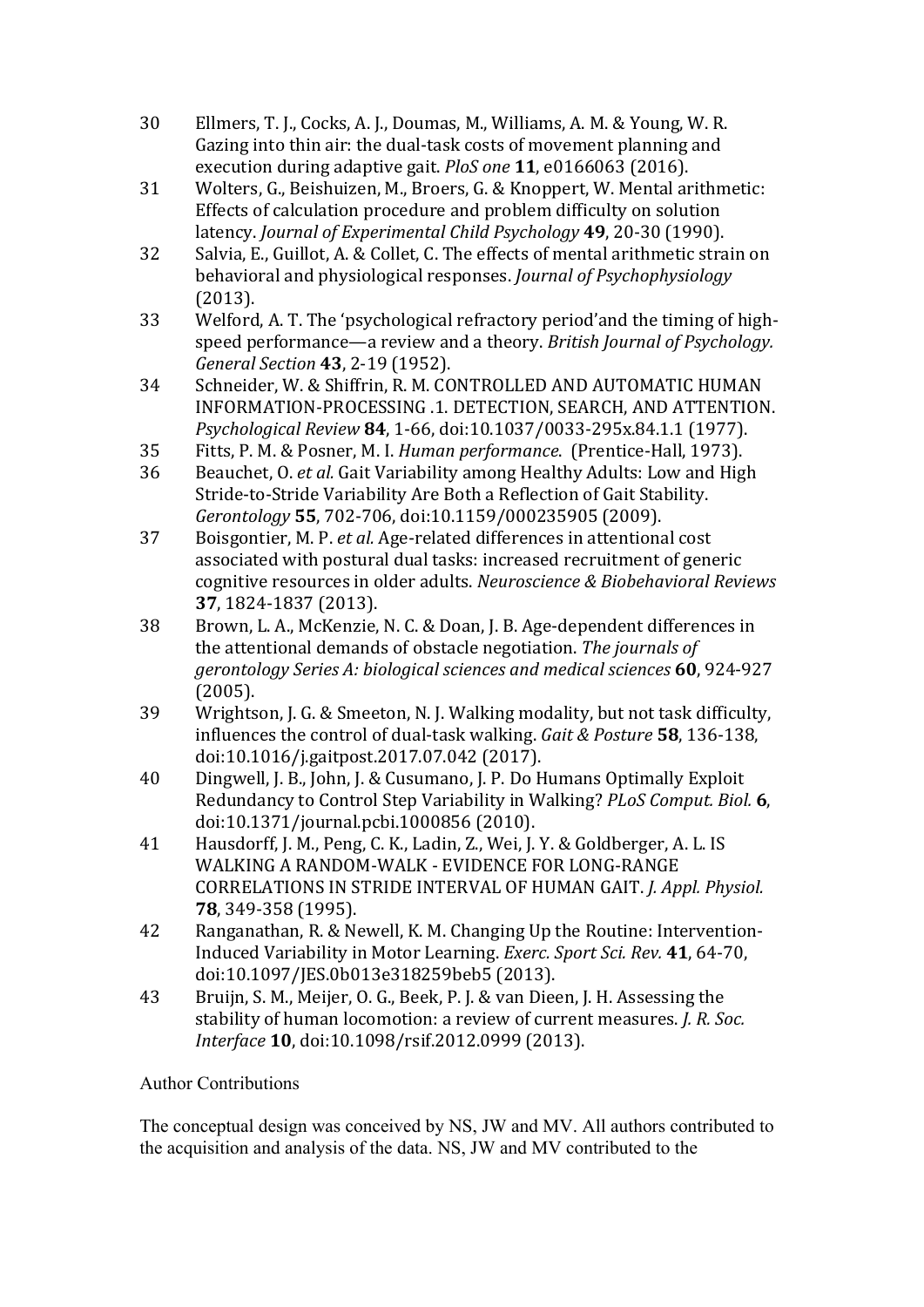30 Ellmers, T. J., Cocks, A. J., Doumas, M., Williams, A. M. & Young, W. R. Gazing into thin air: the dual-task costs of movement planning and execution during adaptive gait. *PloS one* **11**, e0166063 (2016).

31 Wolters, G., Beishuizen, M., Broers, G. & Knoppert, W. Mental arithmetic: Effects of calculation procedure and problem difficulty on solution latency. *Journal of Experimental Child Psychology* **49**, 20-30 (1990).

32 Salvia, E., Guillot, A. & Collet, C. The effects of mental arithmetic strain on behavioral and physiological responses. *Journal of Psychophysiology* (2013).

33 Welford, A. T. The 'psychological refractory period'and the timing of high-speed performance—a review and a theory. *British Journal of Psychology. General Section* **43**, 2-19 (1952).

34 Schneider, W. & Shiffrin, R. M. CONTROLLED AND AUTOMATIC HUMAN INFORMATION-PROCESSING .1. DETECTION, SEARCH, AND ATTENTION. *Psychological Review* **84**, 1-66, doi:10.1037/0033-295x.84.1.1 (1977).

35 Fitts, P. M. & Posner, M. I. *Human performance*. (Prentice-Hall, 1973).

36 Beauchet, O. *et al.* Gait Variability among Healthy Adults: Low and High Stride-to-Stride Variability Are Both a Reflection of Gait Stability. *Gerontology* **55**, 702-706, doi:10.1159/000235905 (2009).

37 Boisgontier, M. P. *et al.* Age-related differences in attentional cost associated with postural dual tasks: increased recruitment of generic cognitive resources in older adults. *Neuroscience & Biobehavioral Reviews* **37**, 1824-1837 (2013).

38 Brown, L. A., McKenzie, N. C. & Doan, J. B. Age-dependent differences in the attentional demands of obstacle negotiation. *The journals of gerontology Series A: biological sciences and medical sciences* **60**, 924-927 (2005).

39 Wrightson, J. G. & Smeeton, N. J. Walking modality, but not task difficulty, influences the control of dual-task walking. *Gait & Posture* **58**, 136-138, doi:10.1016/j.gaitpost.2017.07.042 (2017).

40 Dingwell, J. B., John, J. & Cusumano, J. P. Do Humans Optimally Exploit Redundancy to Control Step Variability in Walking? *PLoS Comput. Biol.* **6**, doi:10.1371/journal.pcbi.1000856 (2010).

41 Hausdorff, J. M., Peng, C. K., Ladin, Z., Wei, J. Y. & Goldberger, A. L. IS WALKING A RANDOM-WALK - EVIDENCE FOR LONG-RANGE CORRELATIONS IN STRIDE INTERVAL OF HUMAN GAIT. *J. Appl. Physiol.* **78**, 349-358 (1995).

42 Ranganathan, R. & Newell, K. M. Changing Up the Routine: Intervention-Induced Variability in Motor Learning. *Exerc. Sport Sci. Rev.* **41**, 64-70, doi:10.1097/JES.0b013e318259beb5 (2013).

43 Bruijn, S. M., Meijer, O. G., Beek, P. J. & van Dieen, J. H. Assessing the stability of human locomotion: a review of current measures. *J. R. Soc. Interface* **10**, doi:10.1098/rsif.2012.0999 (2013).

## Author Contributions

The conceptual design was conceived by NS, JW and MV. All authors contributed to the acquisition and analysis of the data. NS, JW and MV contributed to the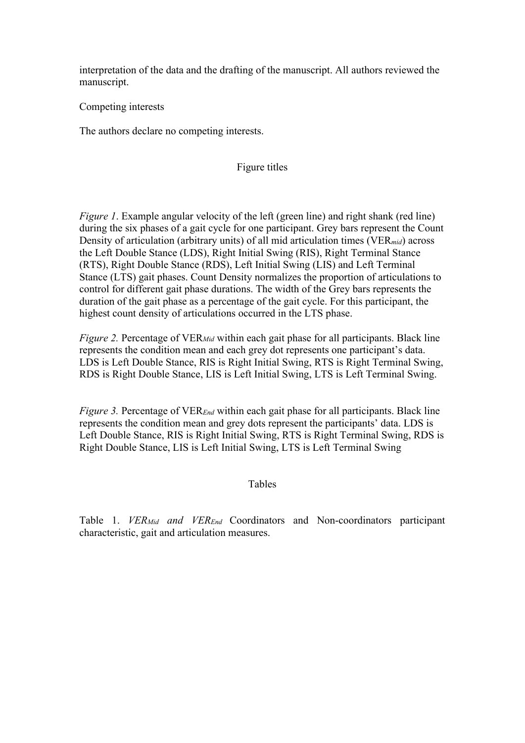interpretation of the data and the drafting of the manuscript. All authors reviewed the manuscript.

## Competing interests

The authors declare no competing interests.

## Figure titles

*Figure 1*. Example angular velocity of the left (green line) and right shank (red line) during the six phases of a gait cycle for one participant. Grey bars represent the Count Density of articulation (arbitrary units) of all mid articulation times ($VER_{mid}$) across the Left Double Stance (LDS), Right Initial Swing (RIS), Right Terminal Stance (RTS), Right Double Stance (RDS), Left Initial Swing (LIS) and Left Terminal Stance (LTS) gait phases. Count Density normalizes the proportion of articulations to control for different gait phase durations. The width of the Grey bars represents the duration of the gait phase as a percentage of the gait cycle. For this participant, the highest count density of articulations occurred in the LTS phase.

*Figure 2.* Percentage of $VER_{Mid}$ within each gait phase for all participants. Black line represents the condition mean and each grey dot represents one participant's data. LDS is Left Double Stance, RIS is Right Initial Swing, RTS is Right Terminal Swing, RDS is Right Double Stance, LIS is Left Initial Swing, LTS is Left Terminal Swing.

*Figure 3.* Percentage of $VER_{End}$ within each gait phase for all participants. Black line represents the condition mean and grey dots represent the participants' data. LDS is Left Double Stance, RIS is Right Initial Swing, RTS is Right Terminal Swing, RDS is Right Double Stance, LIS is Left Initial Swing, LTS is Left Terminal Swing

## Tables

Table 1. *$VER_{Mid}$ and $VER_{End}$* Coordinators and Non-coordinators participant characteristic, gait and articulation measures.